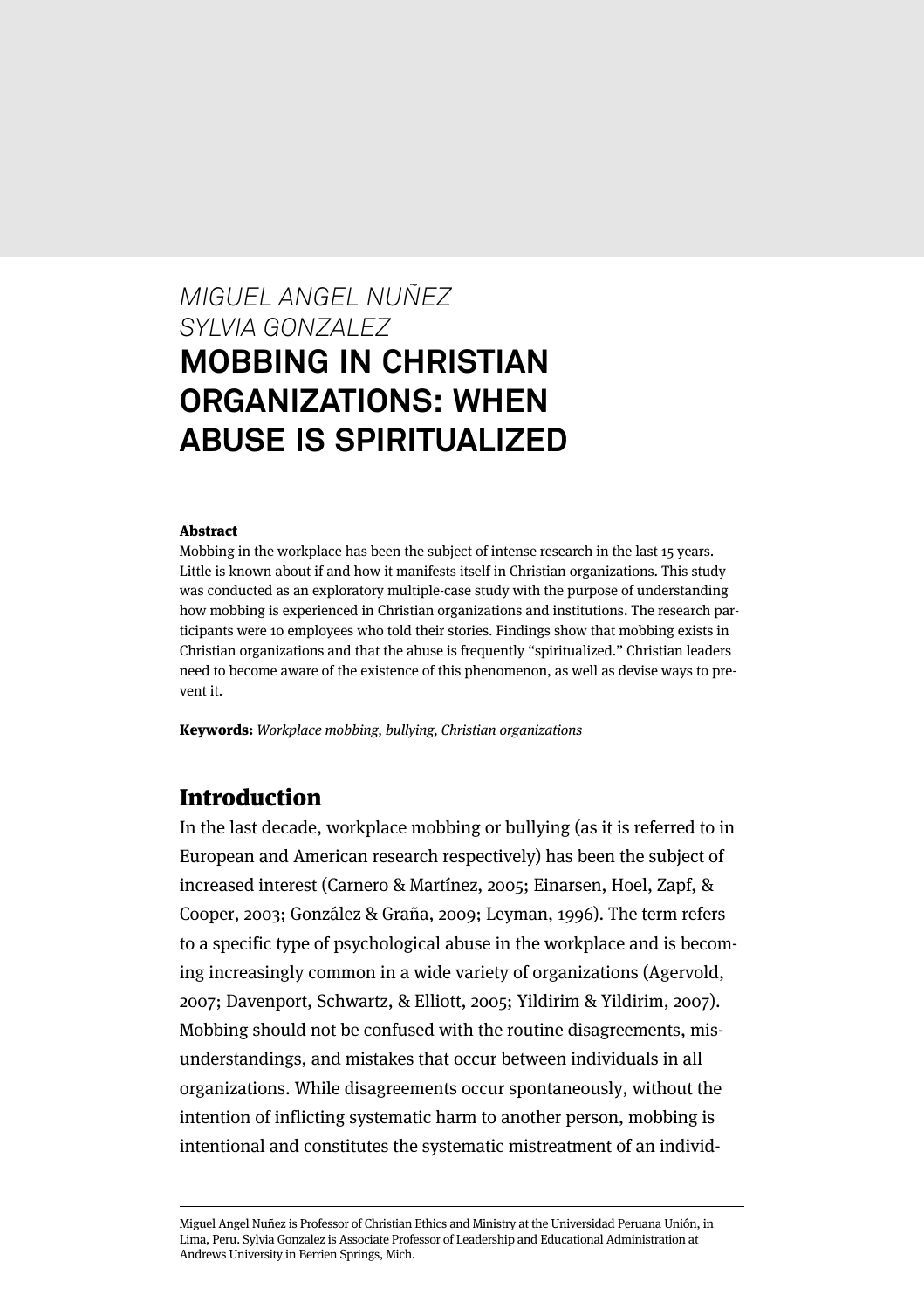*MIGUEL ANGEL NUÑEZ*
*SYLVIA GONZALEZ*

# MOBBING IN CHRISTIAN ORGANIZATIONS: WHEN ABUSE IS SPIRITUALIZED

**Abstract**

Mobbing in the workplace has been the subject of intense research in the last 15 years. Little is known about if and how it manifests itself in Christian organizations. This study was conducted as an exploratory multiple-case study with the purpose of understanding how mobbing is experienced in Christian organizations and institutions. The research participants were 10 employees who told their stories. Findings show that mobbing exists in Christian organizations and that the abuse is frequently "spiritualized." Christian leaders need to become aware of the existence of this phenomenon, as well as devise ways to prevent it.

**Keywords:** *Workplace mobbing, bullying, Christian organizations*

## Introduction

In the last decade, workplace mobbing or bullying (as it is referred to in European and American research respectively) has been the subject of increased interest (Carnero & Martínez, 2005; Einarsen, Hoel, Zapf, & Cooper, 2003; González & Graña, 2009; Leyman, 1996). The term refers to a specific type of psychological abuse in the workplace and is becoming increasingly common in a wide variety of organizations (Agervold, 2007; Davenport, Schwartz, & Elliott, 2005; Yildirim & Yildirim, 2007). Mobbing should not be confused with the routine disagreements, misunderstandings, and mistakes that occur between individuals in all organizations. While disagreements occur spontaneously, without the intention of inflicting systematic harm to another person, mobbing is intentional and constitutes the systematic mistreatment of an individ-

---

Miguel Angel Nuñez is Professor of Christian Ethics and Ministry at the Universidad Peruana Unión, in Lima, Peru. Sylvia Gonzalez is Associate Professor of Leadership and Educational Administration at Andrews University in Berrien Springs, Mich.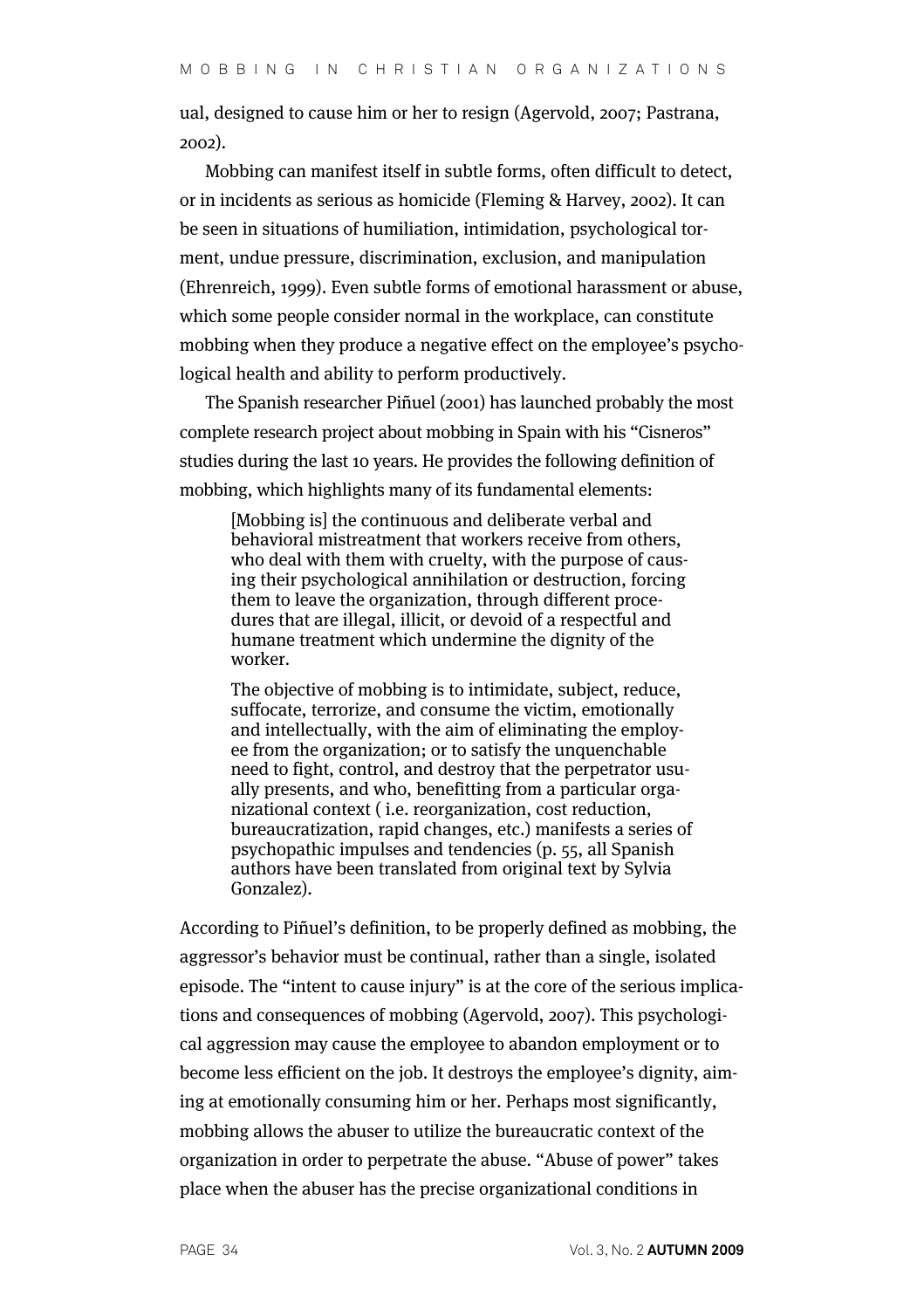ual, designed to cause him or her to resign (Agervold, 2007; Pastrana, 2002).

Mobbing can manifest itself in subtle forms, often difficult to detect, or in incidents as serious as homicide (Fleming & Harvey, 2002). It can be seen in situations of humiliation, intimidation, psychological torment, undue pressure, discrimination, exclusion, and manipulation (Ehrenreich, 1999). Even subtle forms of emotional harassment or abuse, which some people consider normal in the workplace, can constitute mobbing when they produce a negative effect on the employee's psychological health and ability to perform productively.

The Spanish researcher Piñuel (2001) has launched probably the most complete research project about mobbing in Spain with his "Cisneros" studies during the last 10 years. He provides the following definition of mobbing, which highlights many of its fundamental elements:

> [Mobbing is] the continuous and deliberate verbal and behavioral mistreatment that workers receive from others, who deal with them with cruelty, with the purpose of causing their psychological annihilation or destruction, forcing them to leave the organization, through different procedures that are illegal, illicit, or devoid of a respectful and humane treatment which undermine the dignity of the worker.
>
> The objective of mobbing is to intimidate, subject, reduce, suffocate, terrorize, and consume the victim, emotionally and intellectually, with the aim of eliminating the employee from the organization; or to satisfy the unquenchable need to fight, control, and destroy that the perpetrator usually presents, and who, benefitting from a particular organizational context ( i.e. reorganization, cost reduction, bureaucratization, rapid changes, etc.) manifests a series of psychopathic impulses and tendencies (p. 55, all Spanish authors have been translated from original text by Sylvia Gonzalez).

According to Piñuel's definition, to be properly defined as mobbing, the aggressor's behavior must be continual, rather than a single, isolated episode. The "intent to cause injury" is at the core of the serious implications and consequences of mobbing (Agervold, 2007). This psychological aggression may cause the employee to abandon employment or to become less efficient on the job. It destroys the employee's dignity, aiming at emotionally consuming him or her. Perhaps most significantly, mobbing allows the abuser to utilize the bureaucratic context of the organization in order to perpetrate the abuse. "Abuse of power" takes place when the abuser has the precise organizational conditions in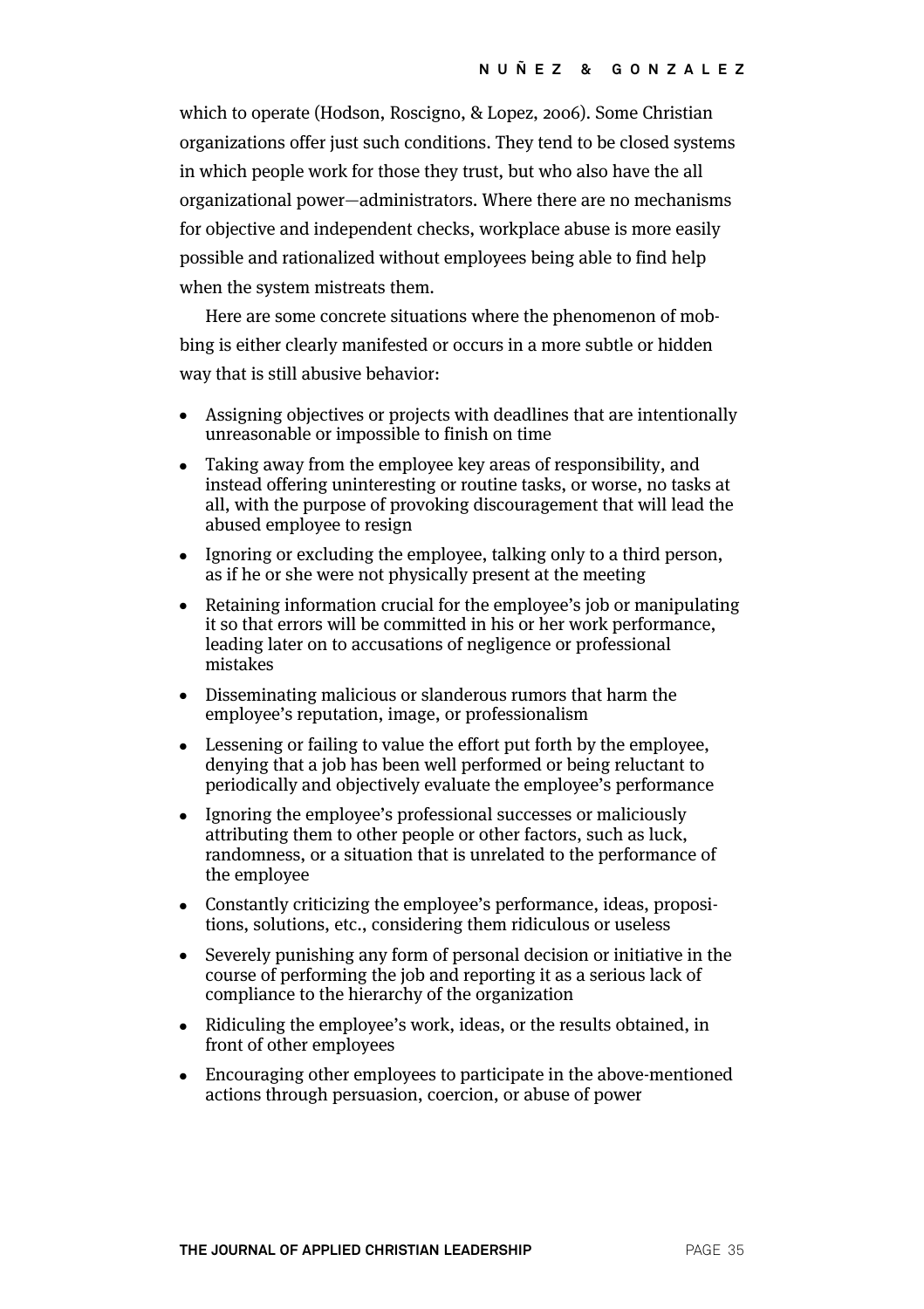which to operate (Hodson, Roscigno, & Lopez, 2006). Some Christian organizations offer just such conditions. They tend to be closed systems in which people work for those they trust, but who also have the all organizational power—administrators. Where there are no mechanisms for objective and independent checks, workplace abuse is more easily possible and rationalized without employees being able to find help when the system mistreats them.

Here are some concrete situations where the phenomenon of mobbing is either clearly manifested or occurs in a more subtle or hidden way that is still abusive behavior:

- Assigning objectives or projects with deadlines that are intentionally unreasonable or impossible to finish on time
- Taking away from the employee key areas of responsibility, and instead offering uninteresting or routine tasks, or worse, no tasks at all, with the purpose of provoking discouragement that will lead the abused employee to resign
- Ignoring or excluding the employee, talking only to a third person, as if he or she were not physically present at the meeting
- Retaining information crucial for the employee's job or manipulating it so that errors will be committed in his or her work performance, leading later on to accusations of negligence or professional mistakes
- Disseminating malicious or slanderous rumors that harm the employee's reputation, image, or professionalism
- Lessening or failing to value the effort put forth by the employee, denying that a job has been well performed or being reluctant to periodically and objectively evaluate the employee's performance
- Ignoring the employee's professional successes or maliciously attributing them to other people or other factors, such as luck, randomness, or a situation that is unrelated to the performance of the employee
- Constantly criticizing the employee's performance, ideas, propositions, solutions, etc., considering them ridiculous or useless
- Severely punishing any form of personal decision or initiative in the course of performing the job and reporting it as a serious lack of compliance to the hierarchy of the organization
- Ridiculing the employee's work, ideas, or the results obtained, in front of other employees
- Encouraging other employees to participate in the above-mentioned actions through persuasion, coercion, or abuse of power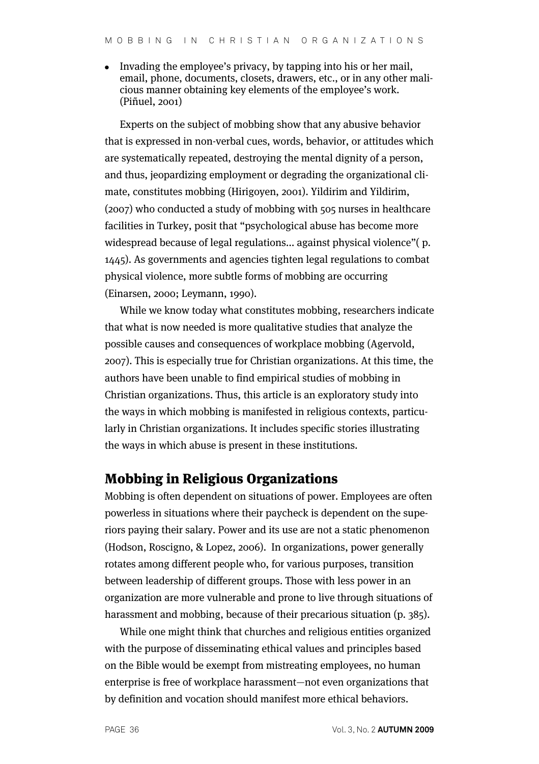- Invading the employee's privacy, by tapping into his or her mail, email, phone, documents, closets, drawers, etc., or in any other malicious manner obtaining key elements of the employee's work. (Piñuel, 2001)

Experts on the subject of mobbing show that any abusive behavior that is expressed in non-verbal cues, words, behavior, or attitudes which are systematically repeated, destroying the mental dignity of a person, and thus, jeopardizing employment or degrading the organizational climate, constitutes mobbing (Hirigoyen, 2001). Yildirim and Yildirim, (2007) who conducted a study of mobbing with 505 nurses in healthcare facilities in Turkey, posit that "psychological abuse has become more widespread because of legal regulations... against physical violence"( p. 1445). As governments and agencies tighten legal regulations to combat physical violence, more subtle forms of mobbing are occurring (Einarsen, 2000; Leymann, 1990).

While we know today what constitutes mobbing, researchers indicate that what is now needed is more qualitative studies that analyze the possible causes and consequences of workplace mobbing (Agervold, 2007). This is especially true for Christian organizations. At this time, the authors have been unable to find empirical studies of mobbing in Christian organizations. Thus, this article is an exploratory study into the ways in which mobbing is manifested in religious contexts, particularly in Christian organizations. It includes specific stories illustrating the ways in which abuse is present in these institutions.

## Mobbing in Religious Organizations

Mobbing is often dependent on situations of power. Employees are often powerless in situations where their paycheck is dependent on the superiors paying their salary. Power and its use are not a static phenomenon (Hodson, Roscigno, & Lopez, 2006). In organizations, power generally rotates among different people who, for various purposes, transition between leadership of different groups. Those with less power in an organization are more vulnerable and prone to live through situations of harassment and mobbing, because of their precarious situation (p. 385).

While one might think that churches and religious entities organized with the purpose of disseminating ethical values and principles based on the Bible would be exempt from mistreating employees, no human enterprise is free of workplace harassment—not even organizations that by definition and vocation should manifest more ethical behaviors.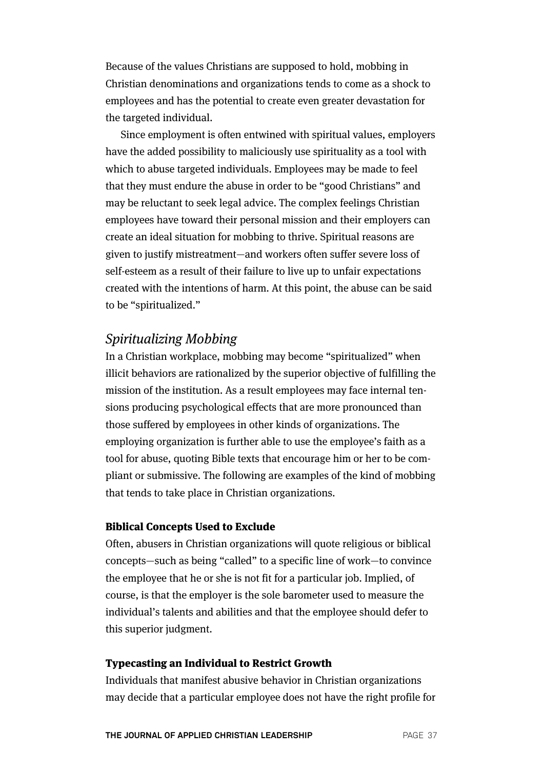Because of the values Christians are supposed to hold, mobbing in Christian denominations and organizations tends to come as a shock to employees and has the potential to create even greater devastation for the targeted individual.

Since employment is often entwined with spiritual values, employers have the added possibility to maliciously use spirituality as a tool with which to abuse targeted individuals. Employees may be made to feel that they must endure the abuse in order to be "good Christians" and may be reluctant to seek legal advice. The complex feelings Christian employees have toward their personal mission and their employers can create an ideal situation for mobbing to thrive. Spiritual reasons are given to justify mistreatment—and workers often suffer severe loss of self-esteem as a result of their failure to live up to unfair expectations created with the intentions of harm. At this point, the abuse can be said to be "spiritualized."

## *Spiritualizing Mobbing*

In a Christian workplace, mobbing may become "spiritualized" when illicit behaviors are rationalized by the superior objective of fulfilling the mission of the institution. As a result employees may face internal tensions producing psychological effects that are more pronounced than those suffered by employees in other kinds of organizations. The employing organization is further able to use the employee's faith as a tool for abuse, quoting Bible texts that encourage him or her to be compliant or submissive. The following are examples of the kind of mobbing that tends to take place in Christian organizations.

### **Biblical Concepts Used to Exclude**

Often, abusers in Christian organizations will quote religious or biblical concepts—such as being "called" to a specific line of work—to convince the employee that he or she is not fit for a particular job. Implied, of course, is that the employer is the sole barometer used to measure the individual's talents and abilities and that the employee should defer to this superior judgment.

### **Typecasting an Individual to Restrict Growth**

Individuals that manifest abusive behavior in Christian organizations may decide that a particular employee does not have the right profile for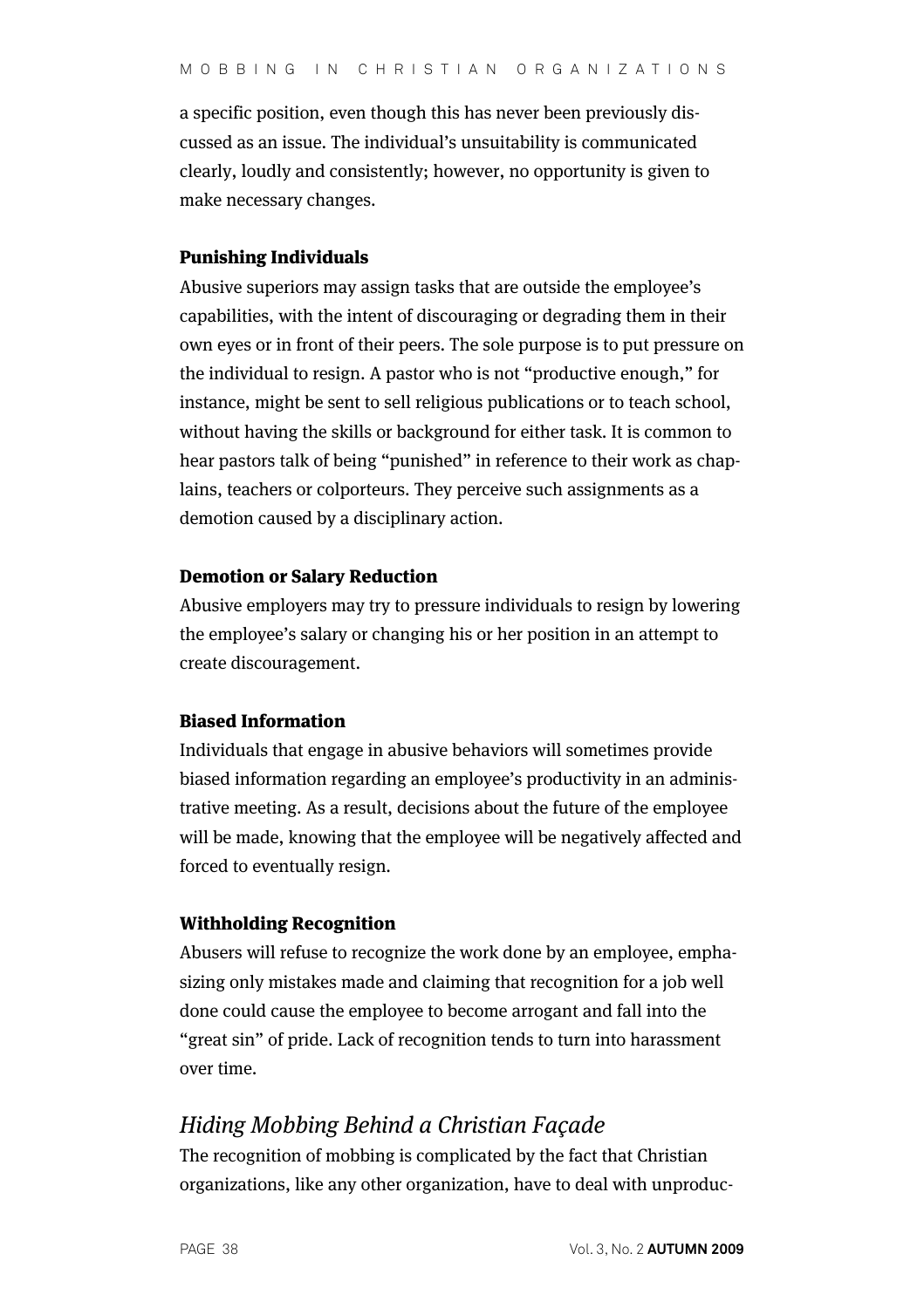a specific position, even though this has never been previously discussed as an issue. The individual's unsuitability is communicated clearly, loudly and consistently; however, no opportunity is given to make necessary changes.

### Punishing Individuals

Abusive superiors may assign tasks that are outside the employee's capabilities, with the intent of discouraging or degrading them in their own eyes or in front of their peers. The sole purpose is to put pressure on the individual to resign. A pastor who is not "productive enough," for instance, might be sent to sell religious publications or to teach school, without having the skills or background for either task. It is common to hear pastors talk of being "punished" in reference to their work as chaplains, teachers or colporteurs. They perceive such assignments as a demotion caused by a disciplinary action.

### Demotion or Salary Reduction

Abusive employers may try to pressure individuals to resign by lowering the employee's salary or changing his or her position in an attempt to create discouragement.

### Biased Information

Individuals that engage in abusive behaviors will sometimes provide biased information regarding an employee's productivity in an administrative meeting. As a result, decisions about the future of the employee will be made, knowing that the employee will be negatively affected and forced to eventually resign.

### Withholding Recognition

Abusers will refuse to recognize the work done by an employee, emphasizing only mistakes made and claiming that recognition for a job well done could cause the employee to become arrogant and fall into the "great sin" of pride. Lack of recognition tends to turn into harassment over time.

## *Hiding Mobbing Behind a Christian Façade*

The recognition of mobbing is complicated by the fact that Christian organizations, like any other organization, have to deal with unproduc-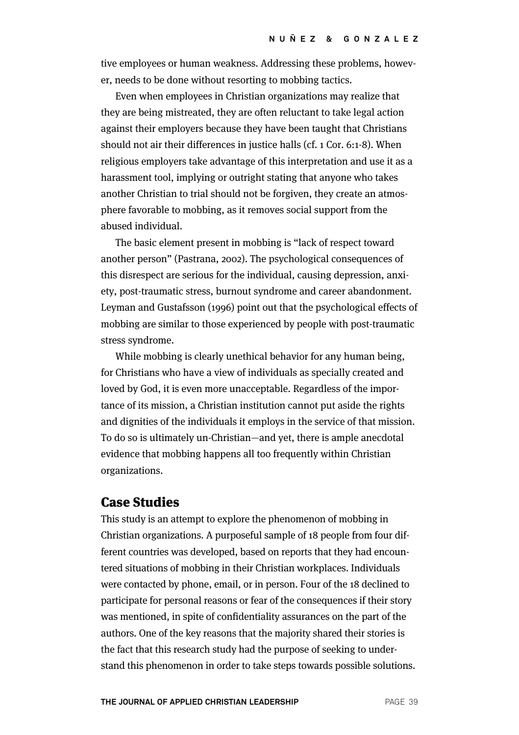tive employees or human weakness. Addressing these problems, however, needs to be done without resorting to mobbing tactics.

Even when employees in Christian organizations may realize that they are being mistreated, they are often reluctant to take legal action against their employers because they have been taught that Christians should not air their differences in justice halls (cf. 1 Cor. 6:1-8). When religious employers take advantage of this interpretation and use it as a harassment tool, implying or outright stating that anyone who takes another Christian to trial should not be forgiven, they create an atmosphere favorable to mobbing, as it removes social support from the abused individual.

The basic element present in mobbing is "lack of respect toward another person" (Pastrana, 2002). The psychological consequences of this disrespect are serious for the individual, causing depression, anxiety, post-traumatic stress, burnout syndrome and career abandonment. Leyman and Gustafsson (1996) point out that the psychological effects of mobbing are similar to those experienced by people with post-traumatic stress syndrome.

While mobbing is clearly unethical behavior for any human being, for Christians who have a view of individuals as specially created and loved by God, it is even more unacceptable. Regardless of the importance of its mission, a Christian institution cannot put aside the rights and dignities of the individuals it employs in the service of that mission. To do so is ultimately un-Christian—and yet, there is ample anecdotal evidence that mobbing happens all too frequently within Christian organizations.

## Case Studies

This study is an attempt to explore the phenomenon of mobbing in Christian organizations. A purposeful sample of 18 people from four different countries was developed, based on reports that they had encountered situations of mobbing in their Christian workplaces. Individuals were contacted by phone, email, or in person. Four of the 18 declined to participate for personal reasons or fear of the consequences if their story was mentioned, in spite of confidentiality assurances on the part of the authors. One of the key reasons that the majority shared their stories is the fact that this research study had the purpose of seeking to understand this phenomenon in order to take steps towards possible solutions.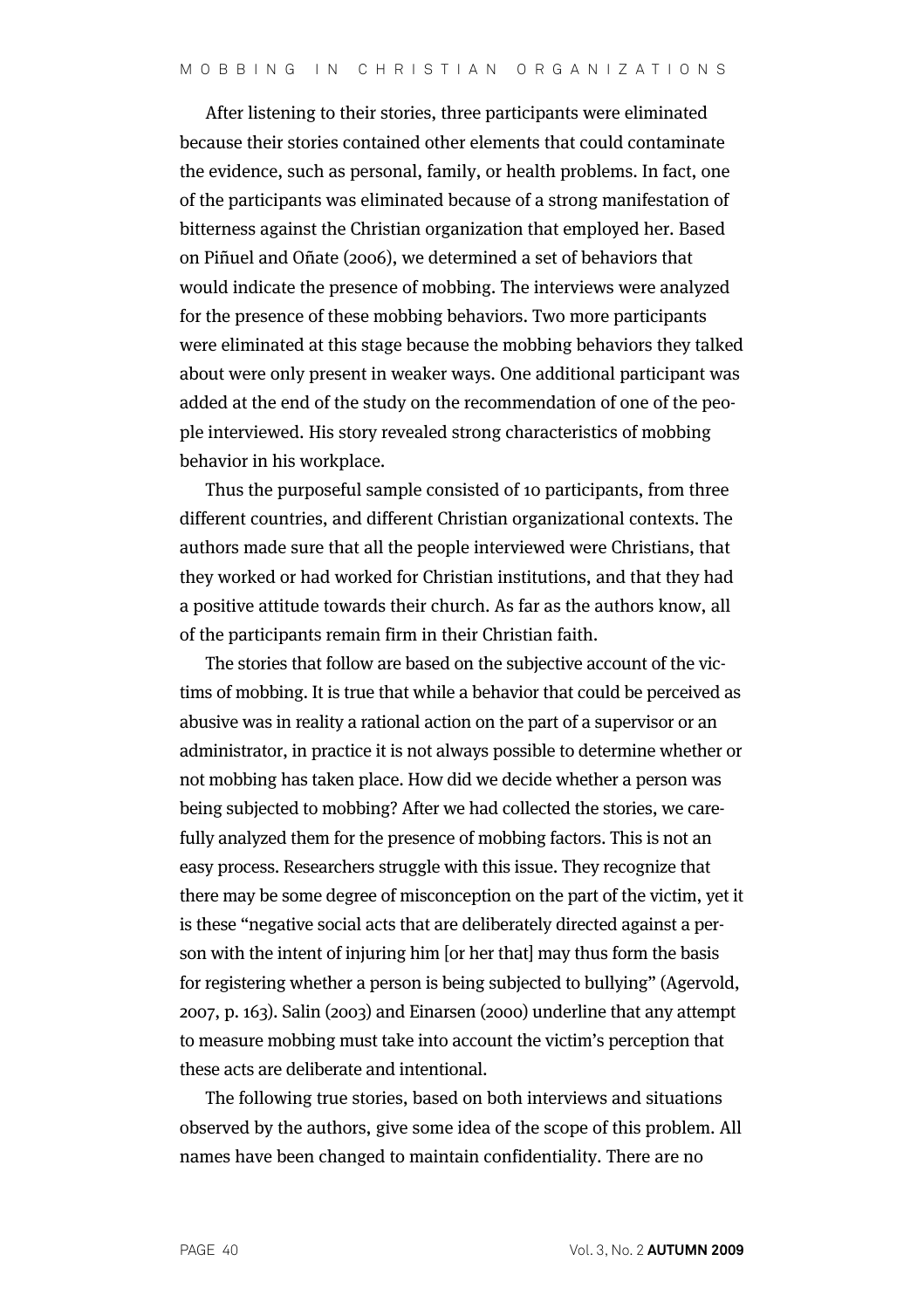After listening to their stories, three participants were eliminated because their stories contained other elements that could contaminate the evidence, such as personal, family, or health problems. In fact, one of the participants was eliminated because of a strong manifestation of bitterness against the Christian organization that employed her. Based on Piñuel and Oñate (2006), we determined a set of behaviors that would indicate the presence of mobbing. The interviews were analyzed for the presence of these mobbing behaviors. Two more participants were eliminated at this stage because the mobbing behaviors they talked about were only present in weaker ways. One additional participant was added at the end of the study on the recommendation of one of the people interviewed. His story revealed strong characteristics of mobbing behavior in his workplace.

Thus the purposeful sample consisted of 10 participants, from three different countries, and different Christian organizational contexts. The authors made sure that all the people interviewed were Christians, that they worked or had worked for Christian institutions, and that they had a positive attitude towards their church. As far as the authors know, all of the participants remain firm in their Christian faith.

The stories that follow are based on the subjective account of the victims of mobbing. It is true that while a behavior that could be perceived as abusive was in reality a rational action on the part of a supervisor or an administrator, in practice it is not always possible to determine whether or not mobbing has taken place. How did we decide whether a person was being subjected to mobbing? After we had collected the stories, we carefully analyzed them for the presence of mobbing factors. This is not an easy process. Researchers struggle with this issue. They recognize that there may be some degree of misconception on the part of the victim, yet it is these "negative social acts that are deliberately directed against a person with the intent of injuring him [or her that] may thus form the basis for registering whether a person is being subjected to bullying" (Agervold, 2007, p. 163). Salin (2003) and Einarsen (2000) underline that any attempt to measure mobbing must take into account the victim's perception that these acts are deliberate and intentional.

The following true stories, based on both interviews and situations observed by the authors, give some idea of the scope of this problem. All names have been changed to maintain confidentiality. There are no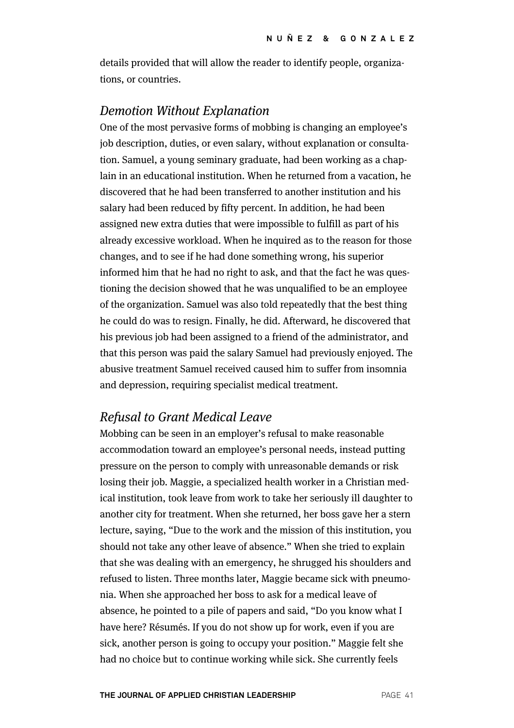details provided that will allow the reader to identify people, organizations, or countries.

## *Demotion Without Explanation*

One of the most pervasive forms of mobbing is changing an employee's job description, duties, or even salary, without explanation or consultation. Samuel, a young seminary graduate, had been working as a chaplain in an educational institution. When he returned from a vacation, he discovered that he had been transferred to another institution and his salary had been reduced by fifty percent. In addition, he had been assigned new extra duties that were impossible to fulfill as part of his already excessive workload. When he inquired as to the reason for those changes, and to see if he had done something wrong, his superior informed him that he had no right to ask, and that the fact he was questioning the decision showed that he was unqualified to be an employee of the organization. Samuel was also told repeatedly that the best thing he could do was to resign. Finally, he did. Afterward, he discovered that his previous job had been assigned to a friend of the administrator, and that this person was paid the salary Samuel had previously enjoyed. The abusive treatment Samuel received caused him to suffer from insomnia and depression, requiring specialist medical treatment.

## *Refusal to Grant Medical Leave*

Mobbing can be seen in an employer's refusal to make reasonable accommodation toward an employee's personal needs, instead putting pressure on the person to comply with unreasonable demands or risk losing their job. Maggie, a specialized health worker in a Christian medical institution, took leave from work to take her seriously ill daughter to another city for treatment. When she returned, her boss gave her a stern lecture, saying, "Due to the work and the mission of this institution, you should not take any other leave of absence." When she tried to explain that she was dealing with an emergency, he shrugged his shoulders and refused to listen. Three months later, Maggie became sick with pneumonia. When she approached her boss to ask for a medical leave of absence, he pointed to a pile of papers and said, "Do you know what I have here? Résumés. If you do not show up for work, even if you are sick, another person is going to occupy your position." Maggie felt she had no choice but to continue working while sick. She currently feels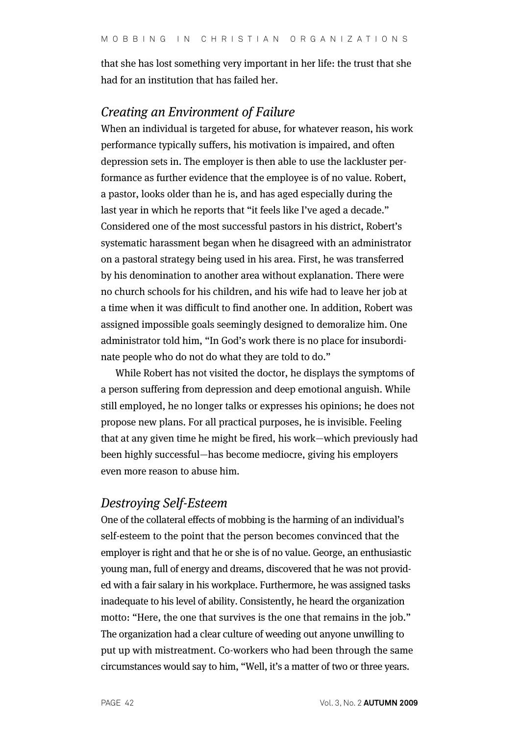that she has lost something very important in her life: the trust that she had for an institution that has failed her.

## *Creating an Environment of Failure*

When an individual is targeted for abuse, for whatever reason, his work performance typically suffers, his motivation is impaired, and often depression sets in. The employer is then able to use the lackluster performance as further evidence that the employee is of no value. Robert, a pastor, looks older than he is, and has aged especially during the last year in which he reports that "it feels like I've aged a decade." Considered one of the most successful pastors in his district, Robert's systematic harassment began when he disagreed with an administrator on a pastoral strategy being used in his area. First, he was transferred by his denomination to another area without explanation. There were no church schools for his children, and his wife had to leave her job at a time when it was difficult to find another one. In addition, Robert was assigned impossible goals seemingly designed to demoralize him. One administrator told him, "In God's work there is no place for insubordinate people who do not do what they are told to do."

While Robert has not visited the doctor, he displays the symptoms of a person suffering from depression and deep emotional anguish. While still employed, he no longer talks or expresses his opinions; he does not propose new plans. For all practical purposes, he is invisible. Feeling that at any given time he might be fired, his work—which previously had been highly successful—has become mediocre, giving his employers even more reason to abuse him.

## *Destroying Self-Esteem*

One of the collateral effects of mobbing is the harming of an individual's self-esteem to the point that the person becomes convinced that the employer is right and that he or she is of no value. George, an enthusiastic young man, full of energy and dreams, discovered that he was not provided with a fair salary in his workplace. Furthermore, he was assigned tasks inadequate to his level of ability. Consistently, he heard the organization motto: "Here, the one that survives is the one that remains in the job." The organization had a clear culture of weeding out anyone unwilling to put up with mistreatment. Co-workers who had been through the same circumstances would say to him, "Well, it's a matter of two or three years.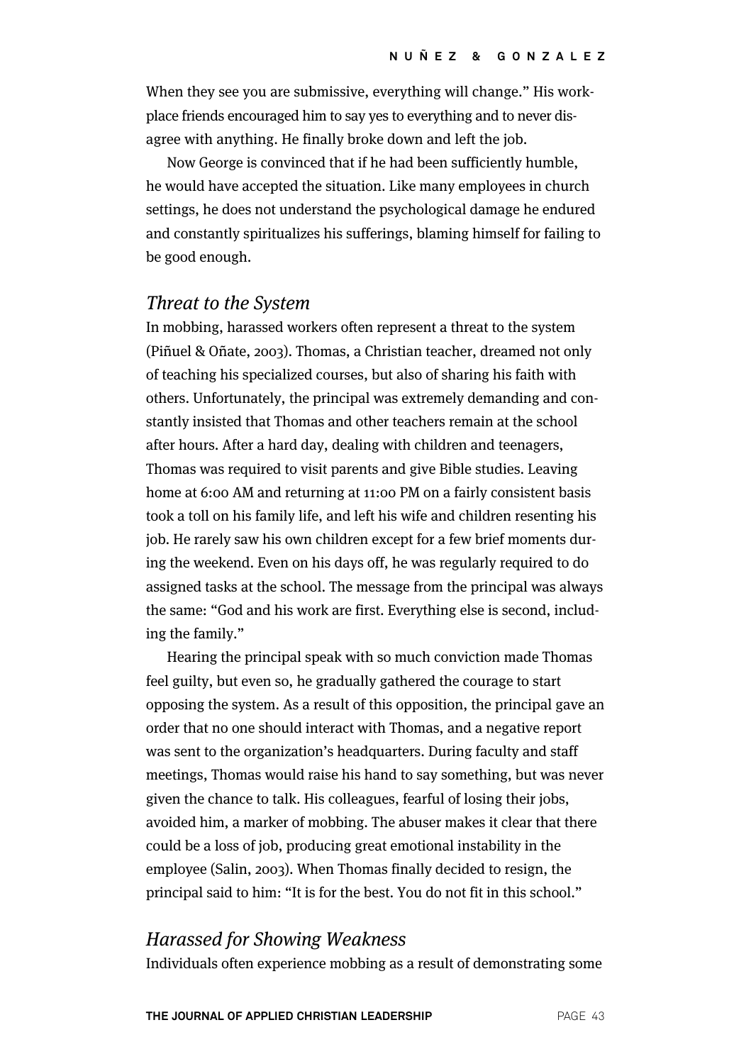When they see you are submissive, everything will change." His workplace friends encouraged him to say yes to everything and to never disagree with anything. He finally broke down and left the job.

Now George is convinced that if he had been sufficiently humble, he would have accepted the situation. Like many employees in church settings, he does not understand the psychological damage he endured and constantly spiritualizes his sufferings, blaming himself for failing to be good enough.

## *Threat to the System*

In mobbing, harassed workers often represent a threat to the system (Piñuel & Oñate, 2003). Thomas, a Christian teacher, dreamed not only of teaching his specialized courses, but also of sharing his faith with others. Unfortunately, the principal was extremely demanding and constantly insisted that Thomas and other teachers remain at the school after hours. After a hard day, dealing with children and teenagers, Thomas was required to visit parents and give Bible studies. Leaving home at 6:00 AM and returning at 11:00 PM on a fairly consistent basis took a toll on his family life, and left his wife and children resenting his job. He rarely saw his own children except for a few brief moments during the weekend. Even on his days off, he was regularly required to do assigned tasks at the school. The message from the principal was always the same: "God and his work are first. Everything else is second, including the family."

Hearing the principal speak with so much conviction made Thomas feel guilty, but even so, he gradually gathered the courage to start opposing the system. As a result of this opposition, the principal gave an order that no one should interact with Thomas, and a negative report was sent to the organization's headquarters. During faculty and staff meetings, Thomas would raise his hand to say something, but was never given the chance to talk. His colleagues, fearful of losing their jobs, avoided him, a marker of mobbing. The abuser makes it clear that there could be a loss of job, producing great emotional instability in the employee (Salin, 2003). When Thomas finally decided to resign, the principal said to him: "It is for the best. You do not fit in this school."

## *Harassed for Showing Weakness*

Individuals often experience mobbing as a result of demonstrating some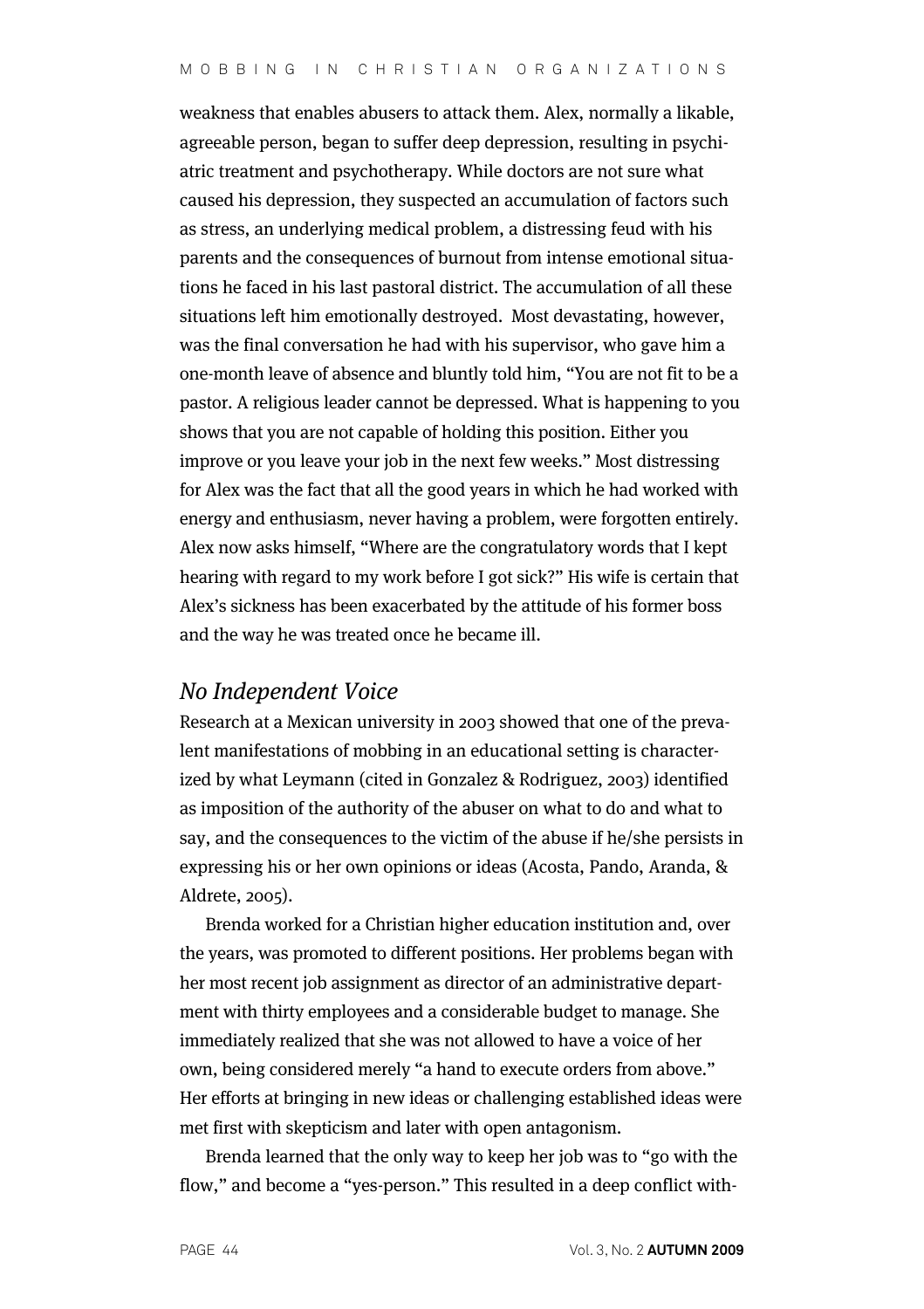weakness that enables abusers to attack them. Alex, normally a likable, agreeable person, began to suffer deep depression, resulting in psychiatric treatment and psychotherapy. While doctors are not sure what caused his depression, they suspected an accumulation of factors such as stress, an underlying medical problem, a distressing feud with his parents and the consequences of burnout from intense emotional situations he faced in his last pastoral district. The accumulation of all these situations left him emotionally destroyed. Most devastating, however, was the final conversation he had with his supervisor, who gave him a one-month leave of absence and bluntly told him, "You are not fit to be a pastor. A religious leader cannot be depressed. What is happening to you shows that you are not capable of holding this position. Either you improve or you leave your job in the next few weeks." Most distressing for Alex was the fact that all the good years in which he had worked with energy and enthusiasm, never having a problem, were forgotten entirely. Alex now asks himself, "Where are the congratulatory words that I kept hearing with regard to my work before I got sick?" His wife is certain that Alex's sickness has been exacerbated by the attitude of his former boss and the way he was treated once he became ill.

## *No Independent Voice*

Research at a Mexican university in 2003 showed that one of the prevalent manifestations of mobbing in an educational setting is characterized by what Leymann (cited in Gonzalez & Rodriguez, 2003) identified as imposition of the authority of the abuser on what to do and what to say, and the consequences to the victim of the abuse if he/she persists in expressing his or her own opinions or ideas (Acosta, Pando, Aranda, & Aldrete, 2005).

Brenda worked for a Christian higher education institution and, over the years, was promoted to different positions. Her problems began with her most recent job assignment as director of an administrative department with thirty employees and a considerable budget to manage. She immediately realized that she was not allowed to have a voice of her own, being considered merely "a hand to execute orders from above." Her efforts at bringing in new ideas or challenging established ideas were met first with skepticism and later with open antagonism.

Brenda learned that the only way to keep her job was to "go with the flow," and become a "yes-person." This resulted in a deep conflict with-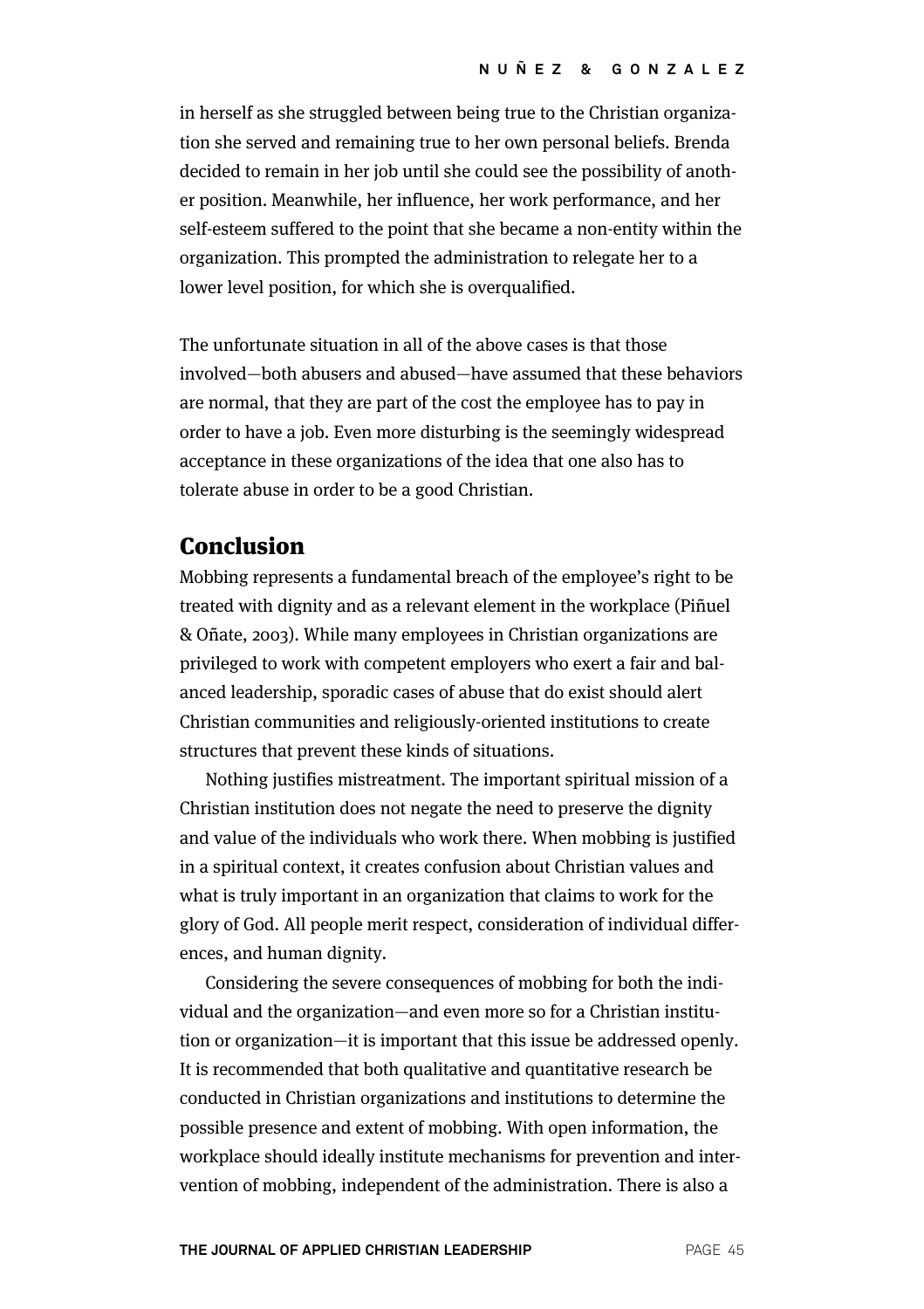in herself as she struggled between being true to the Christian organization she served and remaining true to her own personal beliefs. Brenda decided to remain in her job until she could see the possibility of another position. Meanwhile, her influence, her work performance, and her self-esteem suffered to the point that she became a non-entity within the organization. This prompted the administration to relegate her to a lower level position, for which she is overqualified.

The unfortunate situation in all of the above cases is that those involved—both abusers and abused—have assumed that these behaviors are normal, that they are part of the cost the employee has to pay in order to have a job. Even more disturbing is the seemingly widespread acceptance in these organizations of the idea that one also has to tolerate abuse in order to be a good Christian.

## Conclusion

Mobbing represents a fundamental breach of the employee's right to be treated with dignity and as a relevant element in the workplace (Piñuel & Oñate, 2003). While many employees in Christian organizations are privileged to work with competent employers who exert a fair and balanced leadership, sporadic cases of abuse that do exist should alert Christian communities and religiously-oriented institutions to create structures that prevent these kinds of situations.

Nothing justifies mistreatment. The important spiritual mission of a Christian institution does not negate the need to preserve the dignity and value of the individuals who work there. When mobbing is justified in a spiritual context, it creates confusion about Christian values and what is truly important in an organization that claims to work for the glory of God. All people merit respect, consideration of individual differences, and human dignity.

Considering the severe consequences of mobbing for both the individual and the organization—and even more so for a Christian institution or organization—it is important that this issue be addressed openly. It is recommended that both qualitative and quantitative research be conducted in Christian organizations and institutions to determine the possible presence and extent of mobbing. With open information, the workplace should ideally institute mechanisms for prevention and intervention of mobbing, independent of the administration. There is also a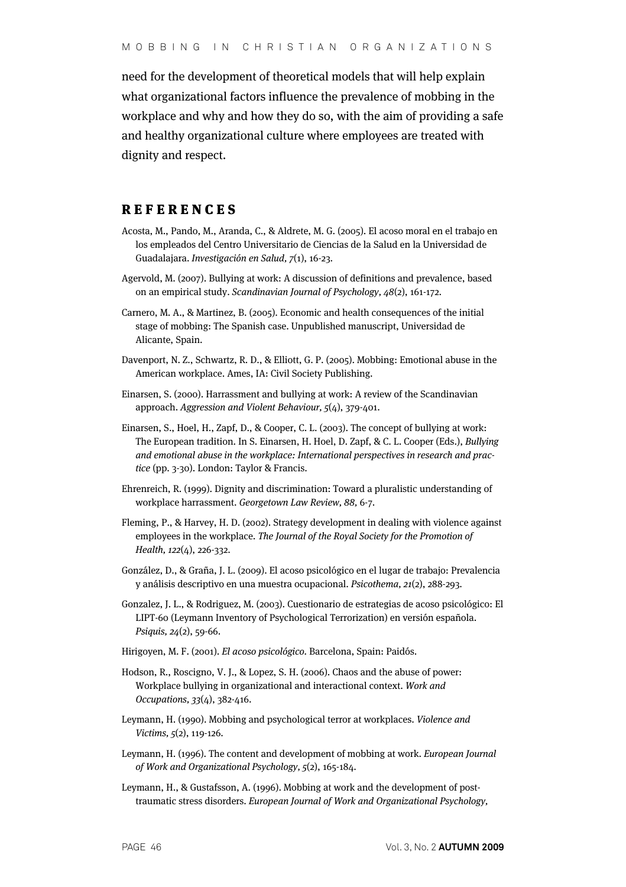need for the development of theoretical models that will help explain what organizational factors influence the prevalence of mobbing in the workplace and why and how they do so, with the aim of providing a safe and healthy organizational culture where employees are treated with dignity and respect.

## REFERENCES

Acosta, M., Pando, M., Aranda, C., & Aldrete, M. G. (2005). El acoso moral en el trabajo en los empleados del Centro Universitario de Ciencias de la Salud en la Universidad de Guadalajara. *Investigación en Salud, 7*(1), 16-23.

Agervold, M. (2007). Bullying at work: A discussion of definitions and prevalence, based on an empirical study. *Scandinavian Journal of Psychology, 48*(2), 161-172.

Carnero, M. A., & Martinez, B. (2005). Economic and health consequences of the initial stage of mobbing: The Spanish case. Unpublished manuscript, Universidad de Alicante, Spain.

Davenport, N. Z., Schwartz, R. D., & Elliott, G. P. (2005). Mobbing: Emotional abuse in the American workplace. Ames, IA: Civil Society Publishing.

Einarsen, S. (2000). Harrassment and bullying at work: A review of the Scandinavian approach. *Aggression and Violent Behaviour, 5*(4), 379-401.

Einarsen, S., Hoel, H., Zapf, D., & Cooper, C. L. (2003). The concept of bullying at work: The European tradition. In S. Einarsen, H. Hoel, D. Zapf, & C. L. Cooper (Eds.), *Bullying and emotional abuse in the workplace: International perspectives in research and practice* (pp. 3-30). London: Taylor & Francis.

Ehrenreich, R. (1999). Dignity and discrimination: Toward a pluralistic understanding of workplace harrassment. *Georgetown Law Review, 88*, 6-7.

Fleming, P., & Harvey, H. D. (2002). Strategy development in dealing with violence against employees in the workplace. *The Journal of the Royal Society for the Promotion of Health, 122*(4), 226-332.

González, D., & Graña, J. L. (2009). El acoso psicológico en el lugar de trabajo: Prevalencia y análisis descriptivo en una muestra ocupacional. *Psicothema, 21*(2), 288-293.

Gonzalez, J. L., & Rodriguez, M. (2003). Cuestionario de estrategias de acoso psicológico: El LIPT-60 (Leymann Inventory of Psychological Terrorization) en versión española. *Psiquis, 24*(2), 59-66.

Hirigoyen, M. F. (2001). *El acoso psicológico*. Barcelona, Spain: Paidós.

Hodson, R., Roscigno, V. J., & Lopez, S. H. (2006). Chaos and the abuse of power: Workplace bullying in organizational and interactional context. *Work and Occupations, 33*(4), 382-416.

Leymann, H. (1990). Mobbing and psychological terror at workplaces. *Violence and Victims, 5*(2), 119-126.

Leymann, H. (1996). The content and development of mobbing at work. *European Journal of Work and Organizational Psychology, 5*(2), 165-184.

Leymann, H., & Gustafsson, A. (1996). Mobbing at work and the development of post-traumatic stress disorders. *European Journal of Work and Organizational Psychology,*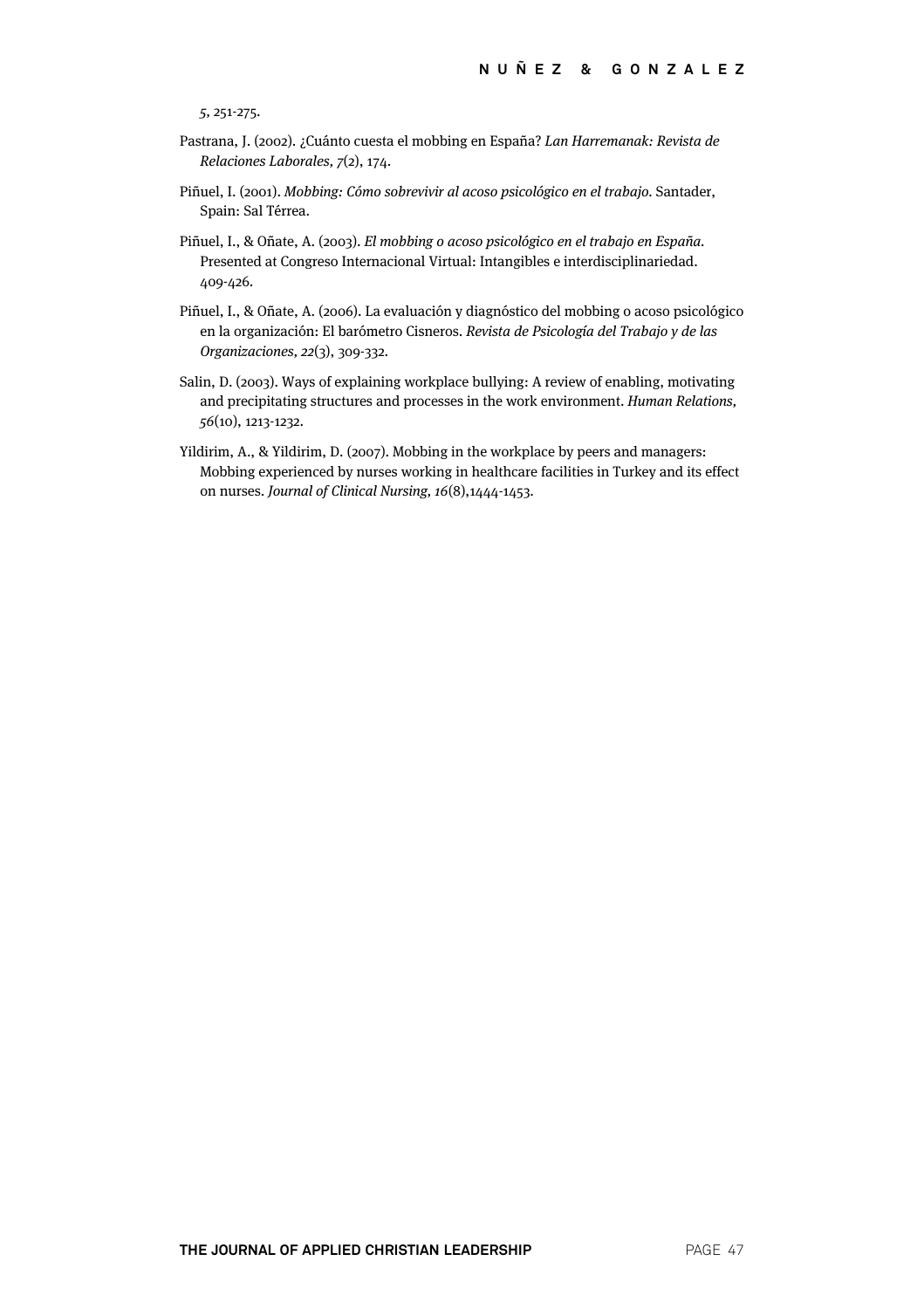*5*, 251-275.

Pastrana, J. (2002). ¿Cuánto cuesta el mobbing en España? *Lan Harremanak: Revista de Relaciones Laborales, 7*(2), 174.

Piñuel, I. (2001). *Mobbing: Cómo sobrevivir al acoso psicológico en el trabajo*. Santader, Spain: Sal Térrea.

Piñuel, I., & Oñate, A. (2003). *El mobbing o acoso psicológico en el trabajo en España*. Presented at Congreso Internacional Virtual: Intangibles e interdisciplinariedad. 409-426.

Piñuel, I., & Oñate, A. (2006). La evaluación y diagnóstico del mobbing o acoso psicológico en la organización: El barómetro Cisneros. *Revista de Psicología del Trabajo y de las Organizaciones*, *22*(3), 309-332.

Salin, D. (2003). Ways of explaining workplace bullying: A review of enabling, motivating and precipitating structures and processes in the work environment. *Human Relations, 56*(10), 1213-1232.

Yildirim, A., & Yildirim, D. (2007). Mobbing in the workplace by peers and managers: Mobbing experienced by nurses working in healthcare facilities in Turkey and its effect on nurses. *Journal of Clinical Nursing, 16*(8),1444-1453.